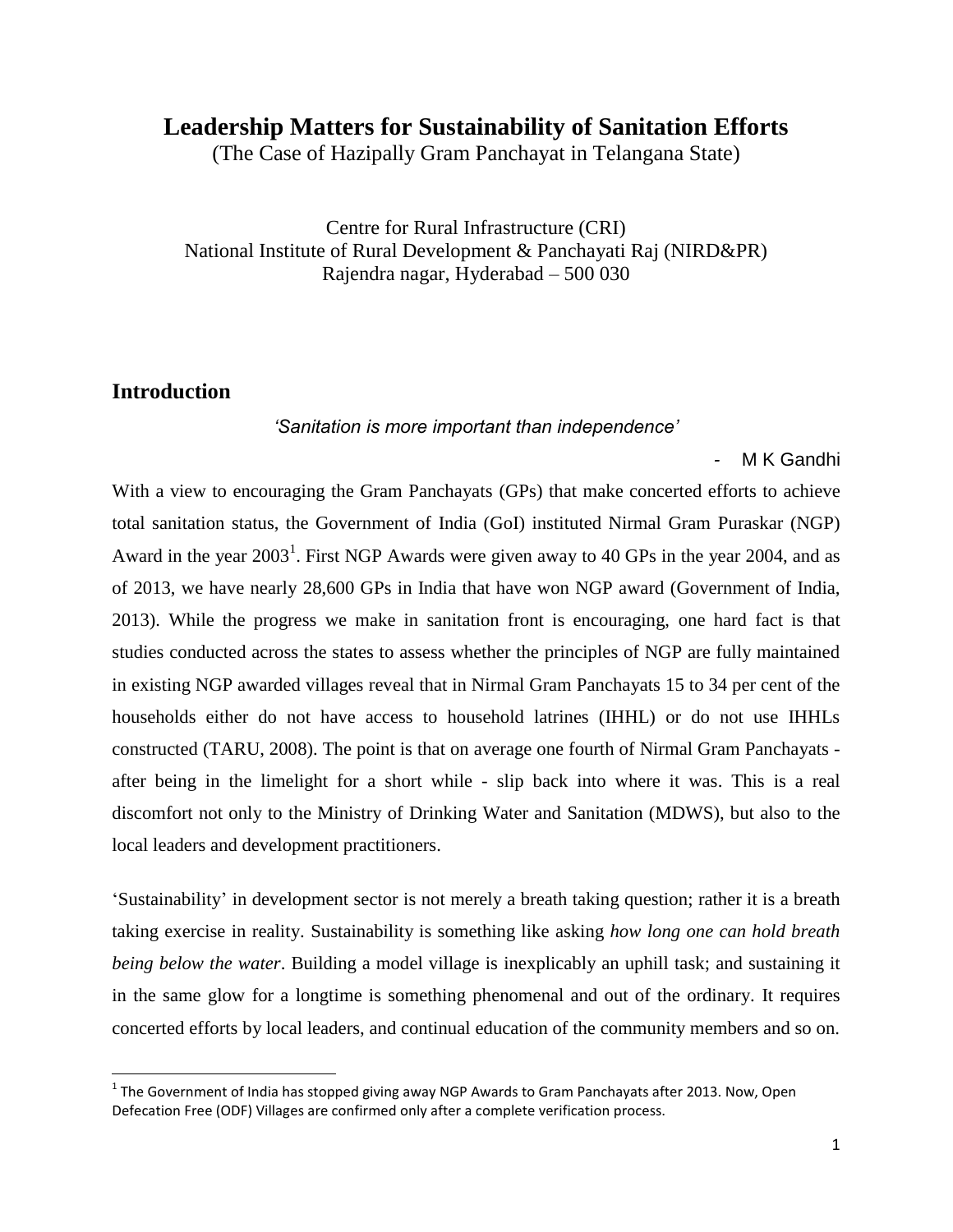# Leadership Matters for Sustainability of Sanitation Efforts

(The Case of Hazipally Gram Panchayat in Telangana State)

Centre for Rural Infrastructure (CRI)
National Institute of Rural Development & Panchayati Raj (NIRD&PR)
Rajendra nagar, Hyderabad – 500 030

## Introduction

*'Sanitation is more important than independence'*

- M K Gandhi

With a view to encouraging the Gram Panchayats (GPs) that make concerted efforts to achieve total sanitation status, the Government of India (GoI) instituted Nirmal Gram Puraskar (NGP) Award in the year 2003[1]. First NGP Awards were given away to 40 GPs in the year 2004, and as of 2013, we have nearly 28,600 GPs in India that have won NGP award (Government of India, 2013). While the progress we make in sanitation front is encouraging, one hard fact is that studies conducted across the states to assess whether the principles of NGP are fully maintained in existing NGP awarded villages reveal that in Nirmal Gram Panchayats 15 to 34 per cent of the households either do not have access to household latrines (IHHL) or do not use IHHLs constructed (TARU, 2008). The point is that on average one fourth of Nirmal Gram Panchayats - after being in the limelight for a short while - slip back into where it was. This is a real discomfort not only to the Ministry of Drinking Water and Sanitation (MDWS), but also to the local leaders and development practitioners.

'Sustainability' in development sector is not merely a breath taking question; rather it is a breath taking exercise in reality. Sustainability is something like asking *how long one can hold breath being below the water*. Building a model village is inexplicably an uphill task; and sustaining it in the same glow for a longtime is something phenomenal and out of the ordinary. It requires concerted efforts by local leaders, and continual education of the community members and so on.

[1] The Government of India has stopped giving away NGP Awards to Gram Panchayats after 2013. Now, Open Defecation Free (ODF) Villages are confirmed only after a complete verification process.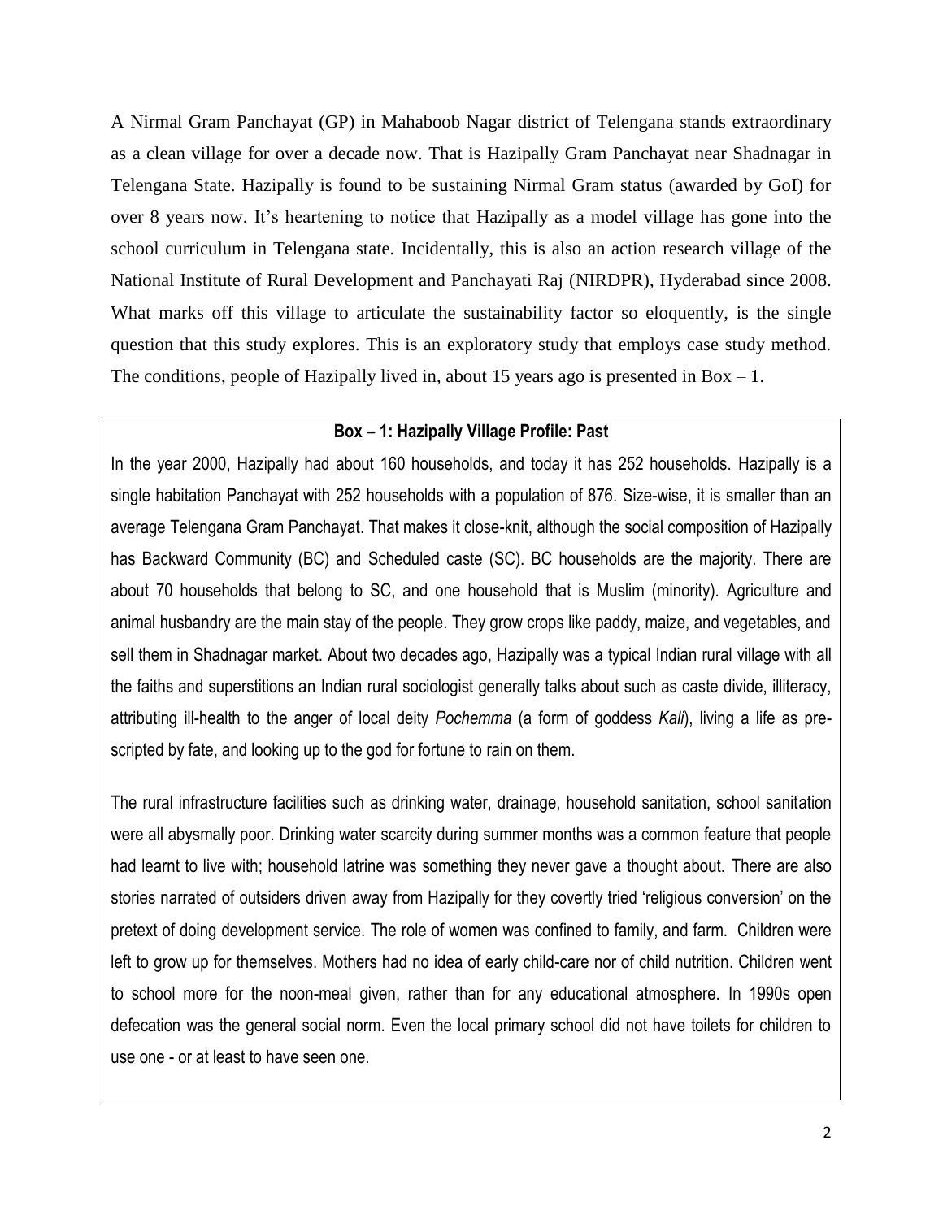A Nirmal Gram Panchayat (GP) in Mahaboob Nagar district of Telengana stands extraordinary as a clean village for over a decade now. That is Hazipally Gram Panchayat near Shadnagar in Telengana State. Hazipally is found to be sustaining Nirmal Gram status (awarded by GoI) for over 8 years now. It's heartening to notice that Hazipally as a model village has gone into the school curriculum in Telengana state. Incidentally, this is also an action research village of the National Institute of Rural Development and Panchayati Raj (NIRDPR), Hyderabad since 2008. What marks off this village to articulate the sustainability factor so eloquently, is the single question that this study explores. This is an exploratory study that employs case study method. The conditions, people of Hazipally lived in, about 15 years ago is presented in Box – 1.

**Box – 1: Hazipally Village Profile: Past**

In the year 2000, Hazipally had about 160 households, and today it has 252 households. Hazipally is a single habitation Panchayat with 252 households with a population of 876. Size-wise, it is smaller than an average Telengana Gram Panchayat. That makes it close-knit, although the social composition of Hazipally has Backward Community (BC) and Scheduled caste (SC). BC households are the majority. There are about 70 households that belong to SC, and one household that is Muslim (minority). Agriculture and animal husbandry are the main stay of the people. They grow crops like paddy, maize, and vegetables, and sell them in Shadnagar market. About two decades ago, Hazipally was a typical Indian rural village with all the faiths and superstitions an Indian rural sociologist generally talks about such as caste divide, illiteracy, attributing ill-health to the anger of local deity *Pochemma* (a form of goddess *Kali*), living a life as pre-scripted by fate, and looking up to the god for fortune to rain on them.

The rural infrastructure facilities such as drinking water, drainage, household sanitation, school sanitation were all abysmally poor. Drinking water scarcity during summer months was a common feature that people had learnt to live with; household latrine was something they never gave a thought about. There are also stories narrated of outsiders driven away from Hazipally for they covertly tried 'religious conversion' on the pretext of doing development service. The role of women was confined to family, and farm. Children were left to grow up for themselves. Mothers had no idea of early child-care nor of child nutrition. Children went to school more for the noon-meal given, rather than for any educational atmosphere. In 1990s open defecation was the general social norm. Even the local primary school did not have toilets for children to use one - or at least to have seen one.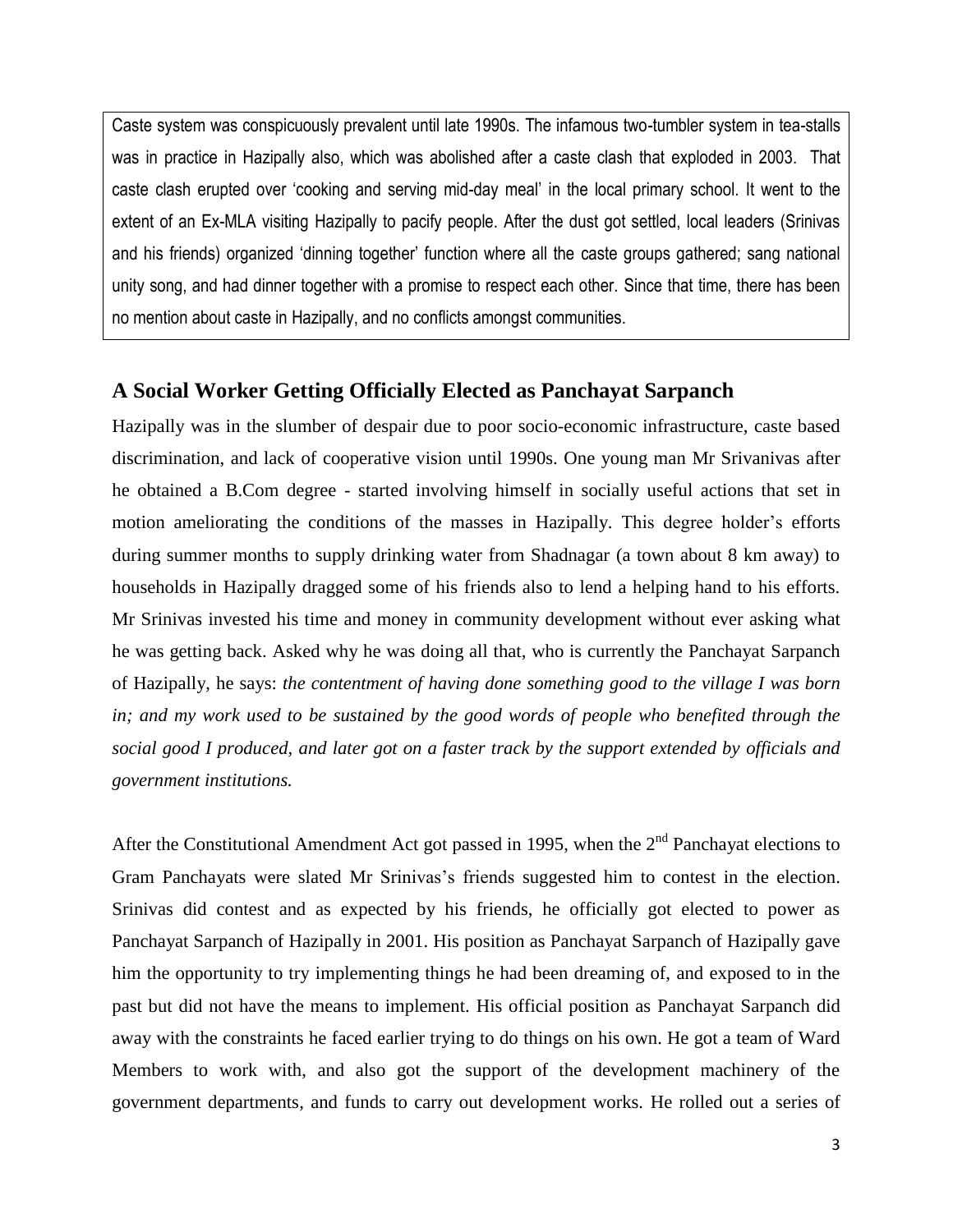Caste system was conspicuously prevalent until late 1990s. The infamous two-tumbler system in tea-stalls was in practice in Hazipally also, which was abolished after a caste clash that exploded in 2003. That caste clash erupted over 'cooking and serving mid-day meal' in the local primary school. It went to the extent of an Ex-MLA visiting Hazipally to pacify people. After the dust got settled, local leaders (Srinivas and his friends) organized 'dinning together' function where all the caste groups gathered; sang national unity song, and had dinner together with a promise to respect each other. Since that time, there has been no mention about caste in Hazipally, and no conflicts amongst communities.

## A Social Worker Getting Officially Elected as Panchayat Sarpanch

Hazipally was in the slumber of despair due to poor socio-economic infrastructure, caste based discrimination, and lack of cooperative vision until 1990s. One young man Mr Srivanivas after he obtained a B.Com degree - started involving himself in socially useful actions that set in motion ameliorating the conditions of the masses in Hazipally. This degree holder's efforts during summer months to supply drinking water from Shadnagar (a town about 8 km away) to households in Hazipally dragged some of his friends also to lend a helping hand to his efforts. Mr Srinivas invested his time and money in community development without ever asking what he was getting back. Asked why he was doing all that, who is currently the Panchayat Sarpanch of Hazipally, he says: *the contentment of having done something good to the village I was born in; and my work used to be sustained by the good words of people who benefited through the social good I produced, and later got on a faster track by the support extended by officials and government institutions.*

After the Constitutional Amendment Act got passed in 1995, when the 2nd Panchayat elections to Gram Panchayats were slated Mr Srinivas's friends suggested him to contest in the election. Srinivas did contest and as expected by his friends, he officially got elected to power as Panchayat Sarpanch of Hazipally in 2001. His position as Panchayat Sarpanch of Hazipally gave him the opportunity to try implementing things he had been dreaming of, and exposed to in the past but did not have the means to implement. His official position as Panchayat Sarpanch did away with the constraints he faced earlier trying to do things on his own. He got a team of Ward Members to work with, and also got the support of the development machinery of the government departments, and funds to carry out development works. He rolled out a series of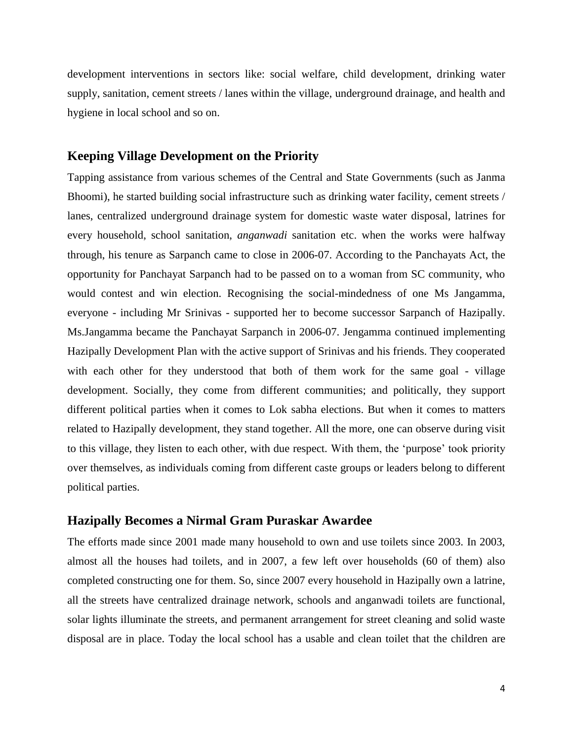development interventions in sectors like: social welfare, child development, drinking water supply, sanitation, cement streets / lanes within the village, underground drainage, and health and hygiene in local school and so on.

## Keeping Village Development on the Priority

Tapping assistance from various schemes of the Central and State Governments (such as Janma Bhoomi), he started building social infrastructure such as drinking water facility, cement streets / lanes, centralized underground drainage system for domestic waste water disposal, latrines for every household, school sanitation, *anganwadi* sanitation etc. when the works were halfway through, his tenure as Sarpanch came to close in 2006-07. According to the Panchayats Act, the opportunity for Panchayat Sarpanch had to be passed on to a woman from SC community, who would contest and win election. Recognising the social-mindedness of one Ms Jangamma, everyone - including Mr Srinivas - supported her to become successor Sarpanch of Hazipally. Ms.Jangamma became the Panchayat Sarpanch in 2006-07. Jengamma continued implementing Hazipally Development Plan with the active support of Srinivas and his friends. They cooperated with each other for they understood that both of them work for the same goal - village development. Socially, they come from different communities; and politically, they support different political parties when it comes to Lok sabha elections. But when it comes to matters related to Hazipally development, they stand together. All the more, one can observe during visit to this village, they listen to each other, with due respect. With them, the 'purpose' took priority over themselves, as individuals coming from different caste groups or leaders belong to different political parties.

## Hazipally Becomes a Nirmal Gram Puraskar Awardee

The efforts made since 2001 made many household to own and use toilets since 2003. In 2003, almost all the houses had toilets, and in 2007, a few left over households (60 of them) also completed constructing one for them. So, since 2007 every household in Hazipally own a latrine, all the streets have centralized drainage network, schools and anganwadi toilets are functional, solar lights illuminate the streets, and permanent arrangement for street cleaning and solid waste disposal are in place. Today the local school has a usable and clean toilet that the children are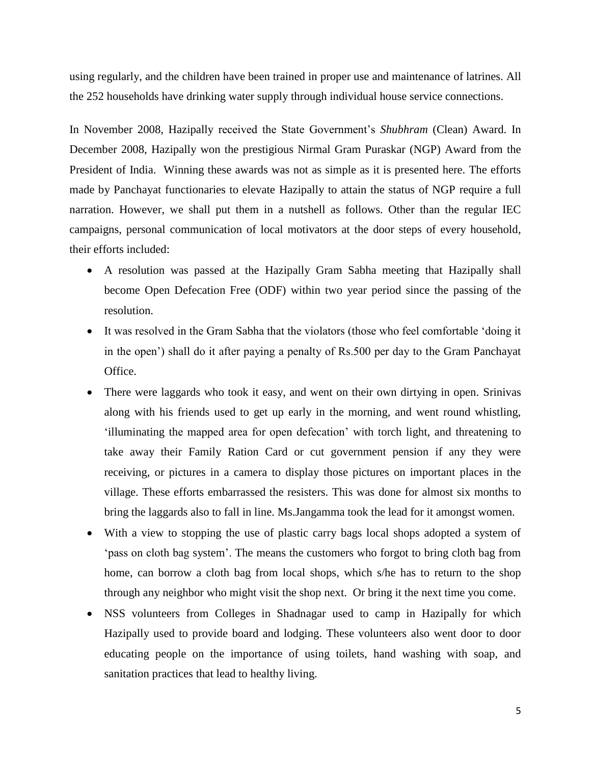using regularly, and the children have been trained in proper use and maintenance of latrines. All the 252 households have drinking water supply through individual house service connections.

In November 2008, Hazipally received the State Government's *Shubhram* (Clean) Award. In December 2008, Hazipally won the prestigious Nirmal Gram Puraskar (NGP) Award from the President of India. Winning these awards was not as simple as it is presented here. The efforts made by Panchayat functionaries to elevate Hazipally to attain the status of NGP require a full narration. However, we shall put them in a nutshell as follows. Other than the regular IEC campaigns, personal communication of local motivators at the door steps of every household, their efforts included:

- A resolution was passed at the Hazipally Gram Sabha meeting that Hazipally shall become Open Defecation Free (ODF) within two year period since the passing of the resolution.
- It was resolved in the Gram Sabha that the violators (those who feel comfortable 'doing it in the open') shall do it after paying a penalty of Rs.500 per day to the Gram Panchayat Office.
- There were laggards who took it easy, and went on their own dirtying in open. Srinivas along with his friends used to get up early in the morning, and went round whistling, 'illuminating the mapped area for open defecation' with torch light, and threatening to take away their Family Ration Card or cut government pension if any they were receiving, or pictures in a camera to display those pictures on important places in the village. These efforts embarrassed the resisters. This was done for almost six months to bring the laggards also to fall in line. Ms.Jangamma took the lead for it amongst women.
- With a view to stopping the use of plastic carry bags local shops adopted a system of 'pass on cloth bag system'. The means the customers who forgot to bring cloth bag from home, can borrow a cloth bag from local shops, which s/he has to return to the shop through any neighbor who might visit the shop next. Or bring it the next time you come.
- NSS volunteers from Colleges in Shadnagar used to camp in Hazipally for which Hazipally used to provide board and lodging. These volunteers also went door to door educating people on the importance of using toilets, hand washing with soap, and sanitation practices that lead to healthy living.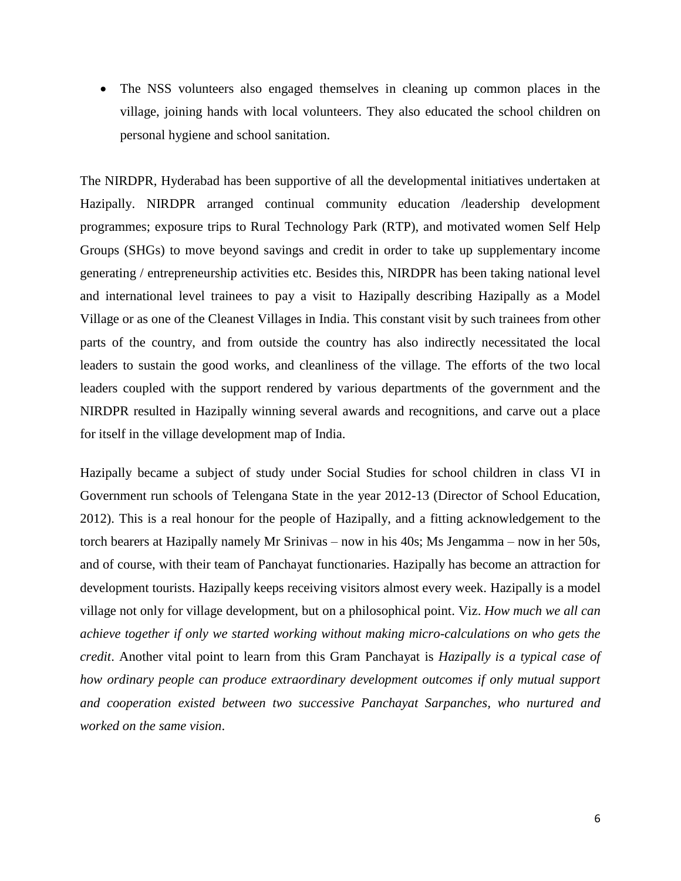- The NSS volunteers also engaged themselves in cleaning up common places in the village, joining hands with local volunteers. They also educated the school children on personal hygiene and school sanitation.

The NIRDPR, Hyderabad has been supportive of all the developmental initiatives undertaken at Hazipally. NIRDPR arranged continual community education /leadership development programmes; exposure trips to Rural Technology Park (RTP), and motivated women Self Help Groups (SHGs) to move beyond savings and credit in order to take up supplementary income generating / entrepreneurship activities etc. Besides this, NIRDPR has been taking national level and international level trainees to pay a visit to Hazipally describing Hazipally as a Model Village or as one of the Cleanest Villages in India. This constant visit by such trainees from other parts of the country, and from outside the country has also indirectly necessitated the local leaders to sustain the good works, and cleanliness of the village. The efforts of the two local leaders coupled with the support rendered by various departments of the government and the NIRDPR resulted in Hazipally winning several awards and recognitions, and carve out a place for itself in the village development map of India.

Hazipally became a subject of study under Social Studies for school children in class VI in Government run schools of Telengana State in the year 2012-13 (Director of School Education, 2012). This is a real honour for the people of Hazipally, and a fitting acknowledgement to the torch bearers at Hazipally namely Mr Srinivas – now in his 40s; Ms Jengamma – now in her 50s, and of course, with their team of Panchayat functionaries. Hazipally has become an attraction for development tourists. Hazipally keeps receiving visitors almost every week. Hazipally is a model village not only for village development, but on a philosophical point. Viz. *How much we all can achieve together if only we started working without making micro-calculations on who gets the credit*. Another vital point to learn from this Gram Panchayat is *Hazipally is a typical case of how ordinary people can produce extraordinary development outcomes if only mutual support and cooperation existed between two successive Panchayat Sarpanches, who nurtured and worked on the same vision*.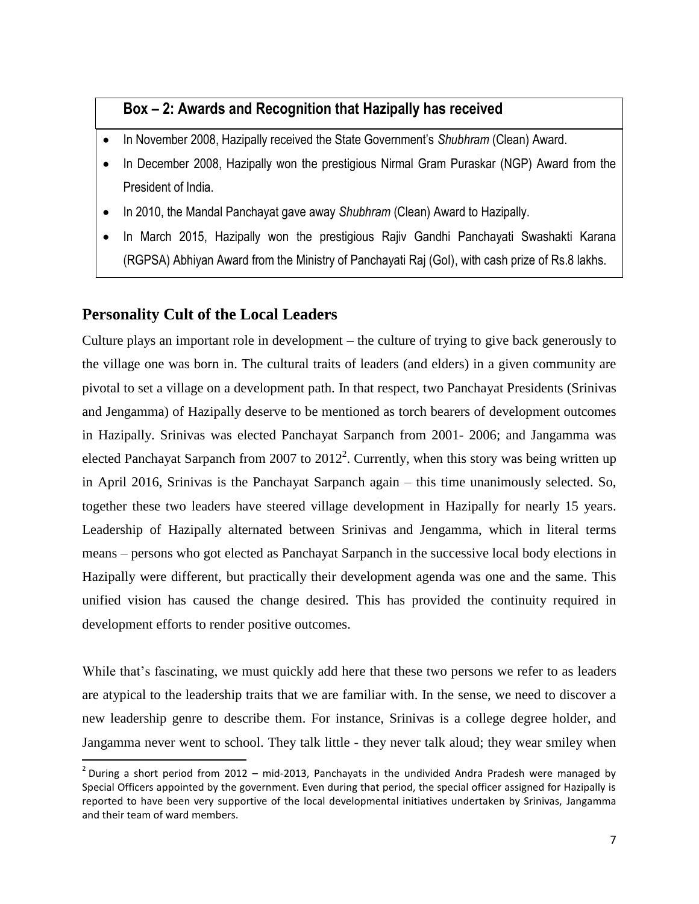### Box – 2: Awards and Recognition that Hazipally has received

- In November 2008, Hazipally received the State Government's *Shubhram* (Clean) Award.
- In December 2008, Hazipally won the prestigious Nirmal Gram Puraskar (NGP) Award from the President of India.
- In 2010, the Mandal Panchayat gave away *Shubhram* (Clean) Award to Hazipally.
- In March 2015, Hazipally won the prestigious Rajiv Gandhi Panchayati Swashakti Karana (RGPSA) Abhiyan Award from the Ministry of Panchayati Raj (GoI), with cash prize of Rs.8 lakhs.

## Personality Cult of the Local Leaders

Culture plays an important role in development – the culture of trying to give back generously to the village one was born in. The cultural traits of leaders (and elders) in a given community are pivotal to set a village on a development path. In that respect, two Panchayat Presidents (Srinivas and Jengamma) of Hazipally deserve to be mentioned as torch bearers of development outcomes in Hazipally. Srinivas was elected Panchayat Sarpanch from 2001- 2006; and Jangamma was elected Panchayat Sarpanch from 2007 to 2012[2]. Currently, when this story was being written up in April 2016, Srinivas is the Panchayat Sarpanch again – this time unanimously selected. So, together these two leaders have steered village development in Hazipally for nearly 15 years. Leadership of Hazipally alternated between Srinivas and Jengamma, which in literal terms means – persons who got elected as Panchayat Sarpanch in the successive local body elections in Hazipally were different, but practically their development agenda was one and the same. This unified vision has caused the change desired. This has provided the continuity required in development efforts to render positive outcomes.

While that's fascinating, we must quickly add here that these two persons we refer to as leaders are atypical to the leadership traits that we are familiar with. In the sense, we need to discover a new leadership genre to describe them. For instance, Srinivas is a college degree holder, and Jangamma never went to school. They talk little - they never talk aloud; they wear smiley when

[2] During a short period from 2012 – mid-2013, Panchayats in the undivided Andra Pradesh were managed by Special Officers appointed by the government. Even during that period, the special officer assigned for Hazipally is reported to have been very supportive of the local developmental initiatives undertaken by Srinivas, Jangamma and their team of ward members.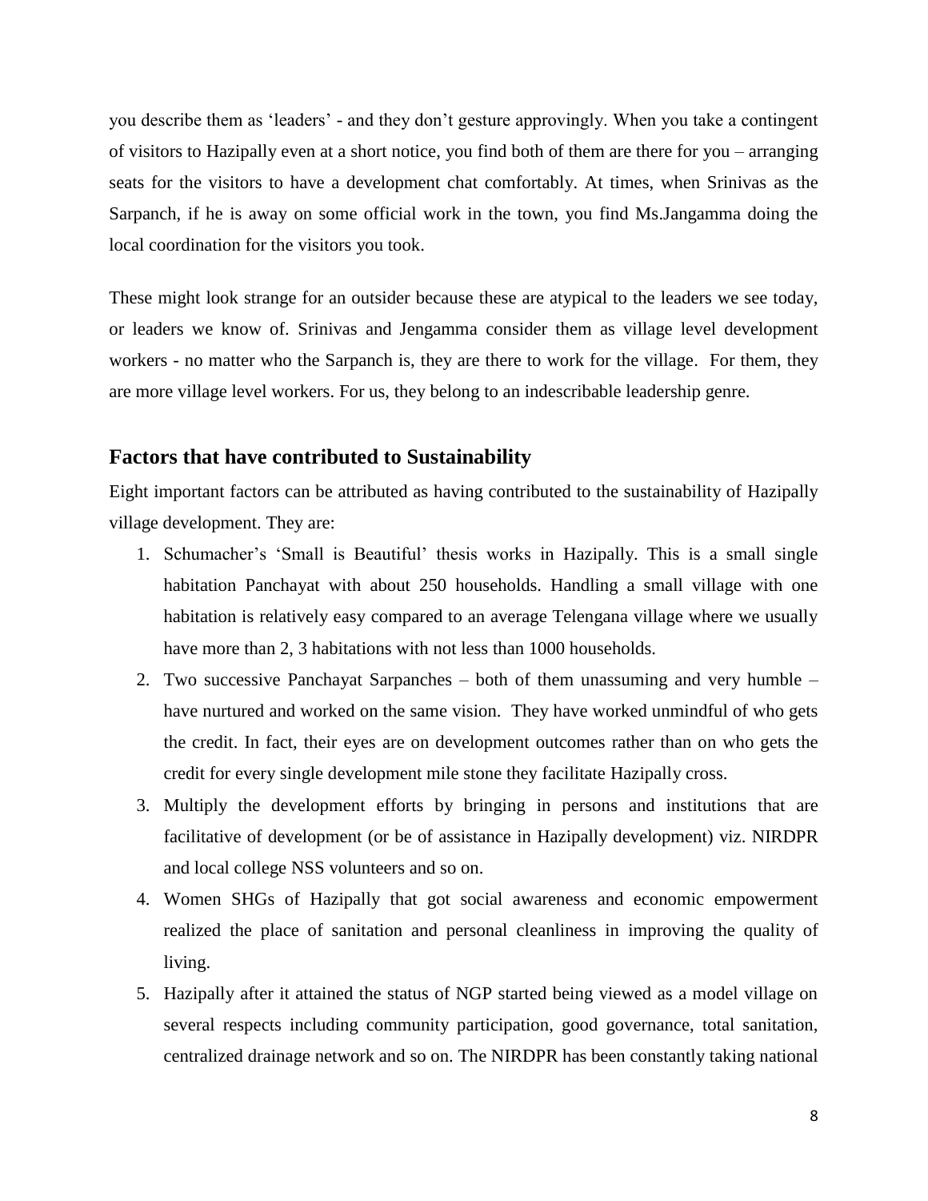you describe them as 'leaders' - and they don't gesture approvingly. When you take a contingent of visitors to Hazipally even at a short notice, you find both of them are there for you – arranging seats for the visitors to have a development chat comfortably. At times, when Srinivas as the Sarpanch, if he is away on some official work in the town, you find Ms.Jangamma doing the local coordination for the visitors you took.

These might look strange for an outsider because these are atypical to the leaders we see today, or leaders we know of. Srinivas and Jengamma consider them as village level development workers - no matter who the Sarpanch is, they are there to work for the village. For them, they are more village level workers. For us, they belong to an indescribable leadership genre.

## Factors that have contributed to Sustainability

Eight important factors can be attributed as having contributed to the sustainability of Hazipally village development. They are:

1. Schumacher's 'Small is Beautiful' thesis works in Hazipally. This is a small single habitation Panchayat with about 250 households. Handling a small village with one habitation is relatively easy compared to an average Telengana village where we usually have more than 2, 3 habitations with not less than 1000 households.
2. Two successive Panchayat Sarpanches – both of them unassuming and very humble – have nurtured and worked on the same vision. They have worked unmindful of who gets the credit. In fact, their eyes are on development outcomes rather than on who gets the credit for every single development mile stone they facilitate Hazipally cross.
3. Multiply the development efforts by bringing in persons and institutions that are facilitative of development (or be of assistance in Hazipally development) viz. NIRDPR and local college NSS volunteers and so on.
4. Women SHGs of Hazipally that got social awareness and economic empowerment realized the place of sanitation and personal cleanliness in improving the quality of living.
5. Hazipally after it attained the status of NGP started being viewed as a model village on several respects including community participation, good governance, total sanitation, centralized drainage network and so on. The NIRDPR has been constantly taking national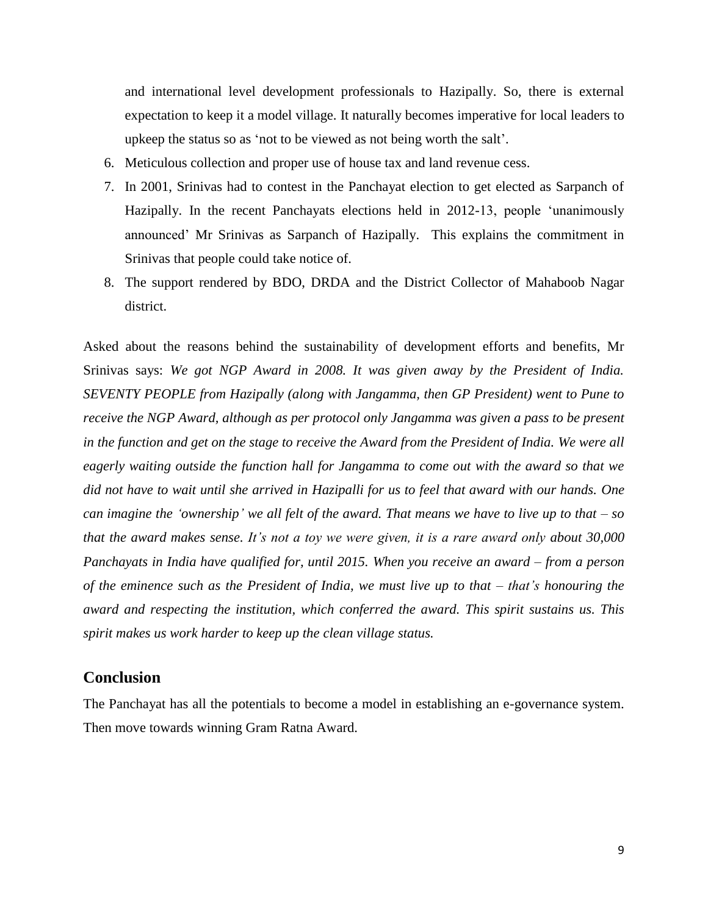and international level development professionals to Hazipally. So, there is external expectation to keep it a model village. It naturally becomes imperative for local leaders to upkeep the status so as 'not to be viewed as not being worth the salt'.

6. Meticulous collection and proper use of house tax and land revenue cess.
7. In 2001, Srinivas had to contest in the Panchayat election to get elected as Sarpanch of Hazipally. In the recent Panchayats elections held in 2012-13, people 'unanimously announced' Mr Srinivas as Sarpanch of Hazipally. This explains the commitment in Srinivas that people could take notice of.
8. The support rendered by BDO, DRDA and the District Collector of Mahaboob Nagar district.

Asked about the reasons behind the sustainability of development efforts and benefits, Mr Srinivas says: *We got NGP Award in 2008. It was given away by the President of India. SEVENTY PEOPLE from Hazipally (along with Jangamma, then GP President) went to Pune to receive the NGP Award, although as per protocol only Jangamma was given a pass to be present in the function and get on the stage to receive the Award from the President of India. We were all eagerly waiting outside the function hall for Jangamma to come out with the award so that we did not have to wait until she arrived in Hazipalli for us to feel that award with our hands. One can imagine the 'ownership' we all felt of the award. That means we have to live up to that – so that the award makes sense. It's not a toy we were given, it is a rare award only about 30,000 Panchayats in India have qualified for, until 2015. When you receive an award – from a person of the eminence such as the President of India, we must live up to that – that's honouring the award and respecting the institution, which conferred the award. This spirit sustains us. This spirit makes us work harder to keep up the clean village status.*

## Conclusion

The Panchayat has all the potentials to become a model in establishing an e-governance system. Then move towards winning Gram Ratna Award.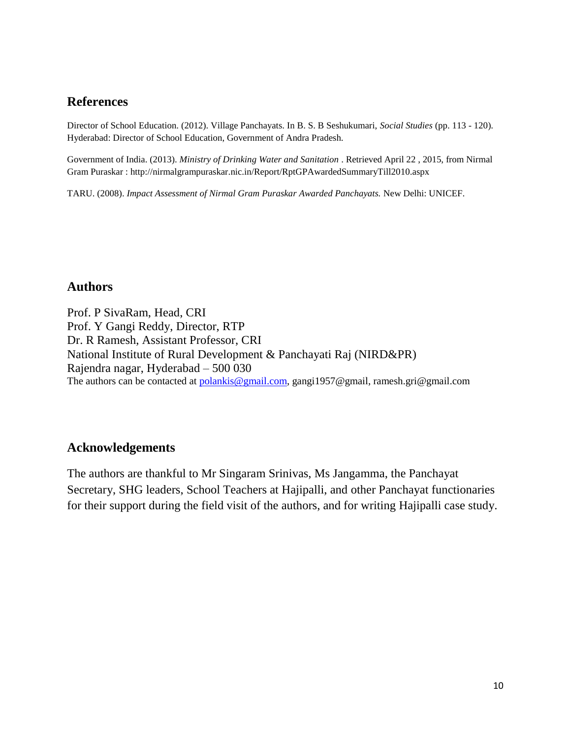## References

Director of School Education. (2012). Village Panchayats. In B. S. B Seshukumari, *Social Studies* (pp. 113 - 120). Hyderabad: Director of School Education, Government of Andra Pradesh.

Government of India. (2013). *Ministry of Drinking Water and Sanitation* . Retrieved April 22 , 2015, from Nirmal Gram Puraskar : http://nirmalgrampuraskar.nic.in/Report/RptGPAwardedSummaryTill2010.aspx

TARU. (2008). *Impact Assessment of Nirmal Gram Puraskar Awarded Panchayats.* New Delhi: UNICEF.

## Authors

Prof. P SivaRam, Head, CRI
Prof. Y Gangi Reddy, Director, RTP
Dr. R Ramesh, Assistant Professor, CRI
National Institute of Rural Development & Panchayati Raj (NIRD&PR)
Rajendra nagar, Hyderabad – 500 030
The authors can be contacted at polankis@gmail.com, gangi1957@gmail, ramesh.gri@gmail.com

## Acknowledgements

The authors are thankful to Mr Singaram Srinivas, Ms Jangamma, the Panchayat Secretary, SHG leaders, School Teachers at Hajipalli, and other Panchayat functionaries for their support during the field visit of the authors, and for writing Hajipalli case study.